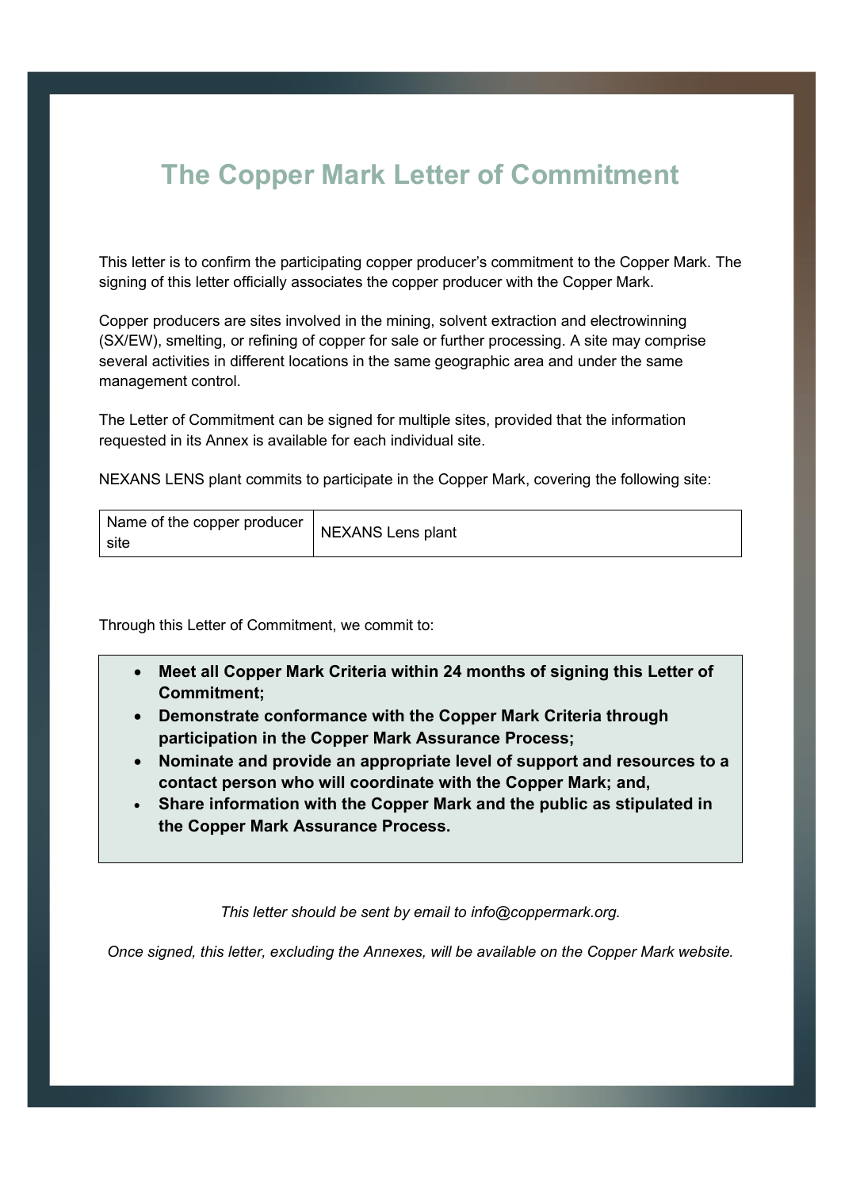# The Copper Mark Letter of Commitment

This letter is to confirm the participating copper producer's commitment to the Copper Mark. The signing of this letter officially associates the copper producer with the Copper Mark.

Copper producers are sites involved in the mining, solvent extraction and electrowinning (SX/EW), smelting, or refining of copper for sale or further processing. A site may comprise several activities in different locations in the same geographic area and under the same management control.

The Letter of Commitment can be signed for multiple sites, provided that the information requested in its Annex is available for each individual site.

NEXANS LENS plant commits to participate in the Copper Mark, covering the following site:

| Name of the copper producer site | NEXANS Lens plant |
|---|---|

Through this Letter of Commitment, we commit to:

- **Meet all Copper Mark Criteria within 24 months of signing this Letter of Commitment;**
- **Demonstrate conformance with the Copper Mark Criteria through participation in the Copper Mark Assurance Process;**
- **Nominate and provide an appropriate level of support and resources to a contact person who will coordinate with the Copper Mark; and,**
- **Share information with the Copper Mark and the public as stipulated in the Copper Mark Assurance Process.**

*This letter should be sent by email to info@coppermark.org.*

*Once signed, this letter, excluding the Annexes, will be available on the Copper Mark website.*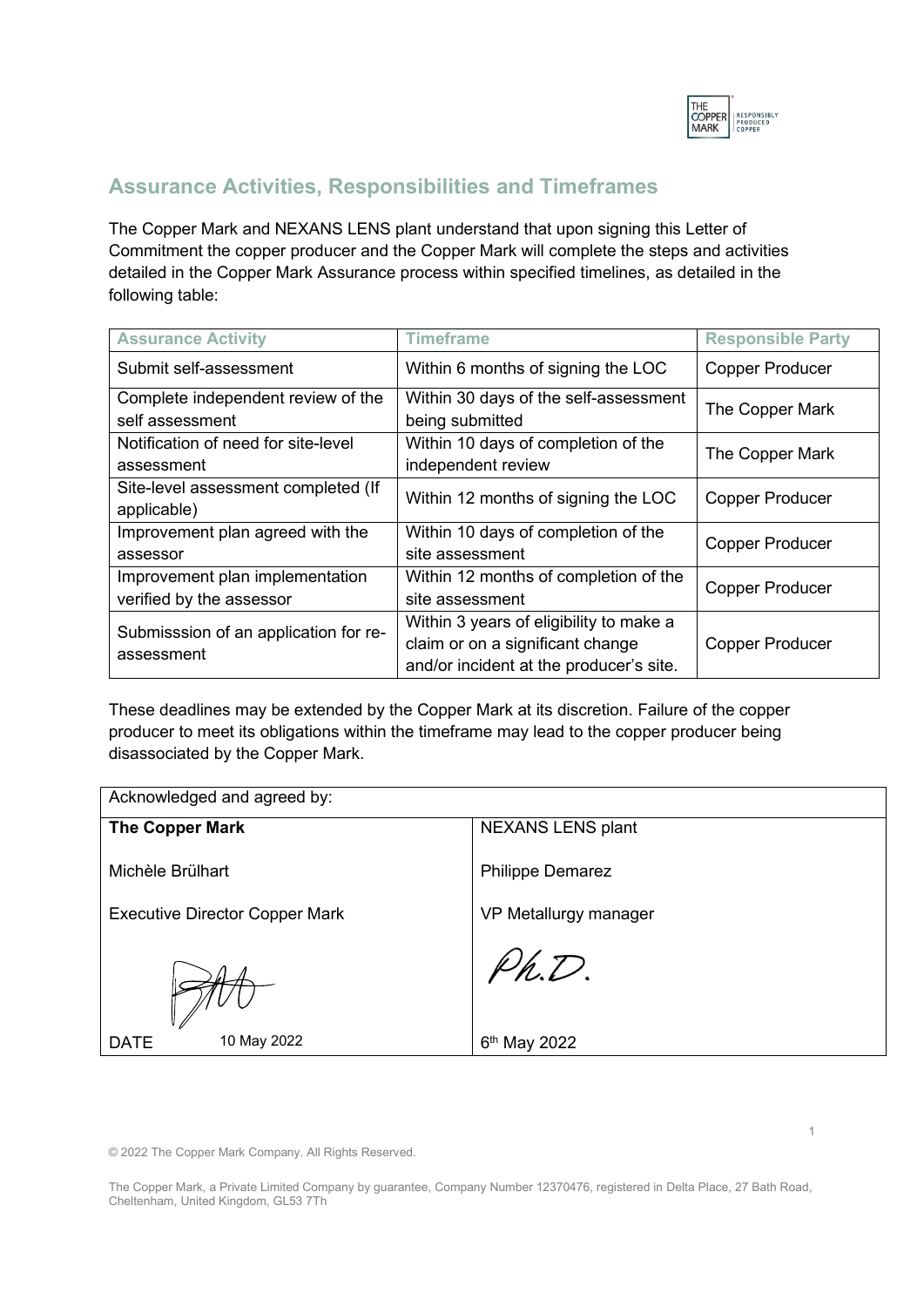## Assurance Activities, Responsibilities and Timeframes

The Copper Mark and NEXANS LENS plant understand that upon signing this Letter of Commitment the copper producer and the Copper Mark will complete the steps and activities detailed in the Copper Mark Assurance process within specified timelines, as detailed in the following table:

| Assurance Activity | Timeframe | Responsible Party |
|---|---|---|
| Submit self-assessment | Within 6 months of signing the LOC | Copper Producer |
| Complete independent review of the self assessment | Within 30 days of the self-assessment being submitted | The Copper Mark |
| Notification of need for site-level assessment | Within 10 days of completion of the independent review | The Copper Mark |
| Site-level assessment completed (If applicable) | Within 12 months of signing the LOC | Copper Producer |
| Improvement plan agreed with the assessor | Within 10 days of completion of the site assessment | Copper Producer |
| Improvement plan implementation verified by the assessor | Within 12 months of completion of the site assessment | Copper Producer |
| Submisssion of an application for re-assessment | Within 3 years of eligibility to make a claim or on a significant change and/or incident at the producer's site. | Copper Producer |

These deadlines may be extended by the Copper Mark at its discretion. Failure of the copper producer to meet its obligations within the timeframe may lead to the copper producer being disassociated by the Copper Mark.

| Acknowledged and agreed by: | |
|---|---|
| **The Copper Mark** | NEXANS LENS plant |
| Michèle Brülhart | Philippe Demarez |
| Executive Director Copper Mark | VP Metallurgy manager |
| DATE 10 May 2022 | 6th May 2022 |

© 2022 The Copper Mark Company. All Rights Reserved.

The Copper Mark, a Private Limited Company by guarantee, Company Number 12370476, registered in Delta Place, 27 Bath Road, Cheltenham, United Kingdom, GL53 7Th